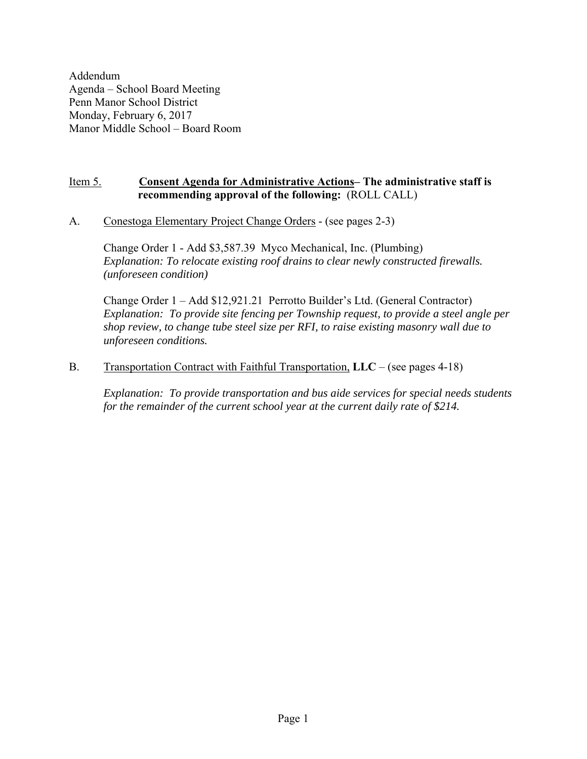Addendum
Agenda – School Board Meeting
Penn Manor School District
Monday, February 6, 2017
Manor Middle School – Board Room

Item 5. **Consent Agenda for Administrative Actions– The administrative staff is recommending approval of the following:** (ROLL CALL)

A. Conestoga Elementary Project Change Orders - (see pages 2-3)

Change Order 1 - Add $3,587.39 Myco Mechanical, Inc. (Plumbing)
*Explanation: To relocate existing roof drains to clear newly constructed firewalls. (unforeseen condition)*

Change Order 1 – Add $12,921.21 Perrotto Builder's Ltd. (General Contractor)
*Explanation: To provide site fencing per Township request, to provide a steel angle per shop review, to change tube steel size per RFI, to raise existing masonry wall due to unforeseen conditions.*

B. Transportation Contract with Faithful Transportation, **LLC** – (see pages 4-18)

*Explanation: To provide transportation and bus aide services for special needs students for the remainder of the current school year at the current daily rate of $214.*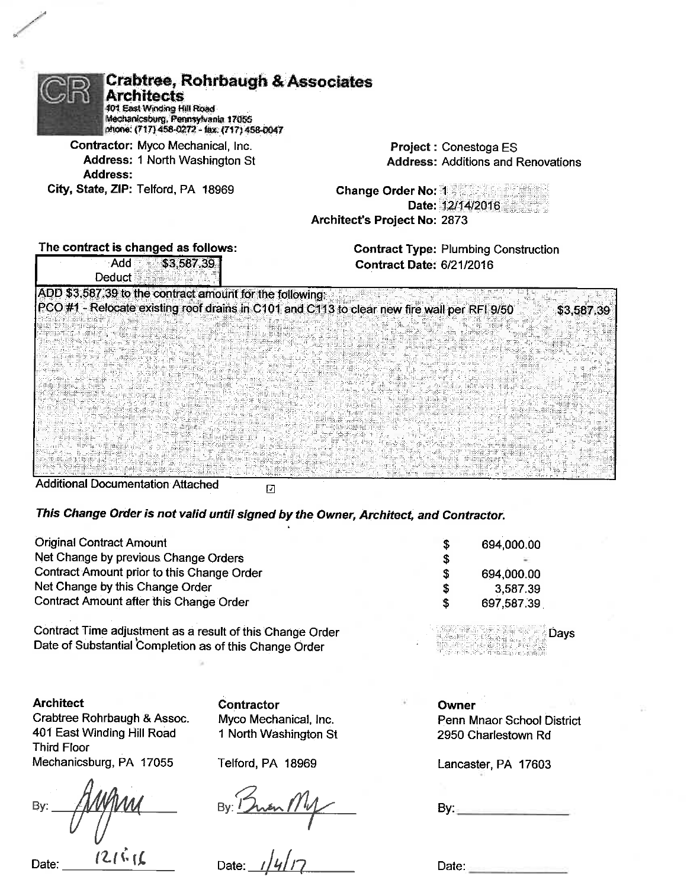# Crabtree, Rohrbaugh & Associates Architects

401 East Winding Hill Road
Mechanicsburg, Pennsylvania 17055
phone: (717) 458-0272 - fax: (717) 458-0047

**Contractor:** Myco Mechanical, Inc.
**Address:** 1 North Washington St
**Address:**
**City, State, ZIP:** Telford, PA 18969

**Project :** Conestoga ES
**Address:** Additions and Renovations

**Change Order No:** 1
**Date:** 12/14/2016
**Architect's Project No:** 2873

**The contract is changed as follows:**

| | |
|---|---|
| Add | $3,587.39 |
| Deduct | |

**Contract Type:** Plumbing Construction
**Contract Date:** 6/21/2016

ADD $3,587.39 to the contract amount for the following:

| | |
|---|---|
| PCO #1 - Relocate existing roof drains in C101 and C113 to clear new fire wall per RFI 9/50 | $3,587.39 |

Additional Documentation Attached ☑

***This Change Order is not valid until signed by the Owner, Architect, and Contractor.***

| | | |
|---|---|---|
| Original Contract Amount | $ | 694,000.00 |
| Net Change by previous Change Orders | $ | - |
| Contract Amount prior to this Change Order | $ | 694,000.00 |
| Net Change by this Change Order | $ | 3,587.39 |
| Contract Amount after this Change Order | $ | 697,587.39 |

Contract Time adjustment as a result of this Change Order ______ Days
Date of Substantial Completion as of this Change Order

| Architect | Contractor | Owner |
|---|---|---|
| Crabtree Rohrbaugh & Assoc. | Myco Mechanical, Inc. | Penn Mnaor School District |
| 401 East Winding Hill Road | 1 North Washington St | 2950 Charlestown Rd |
| Third Floor | | |
| Mechanicsburg, PA 17055 | Telford, PA 18969 | Lancaster, PA 17603 |
| By: [signature] | By: [signature] | By: |
| Date: 12/15/16 | Date: 1/4/17 | Date: |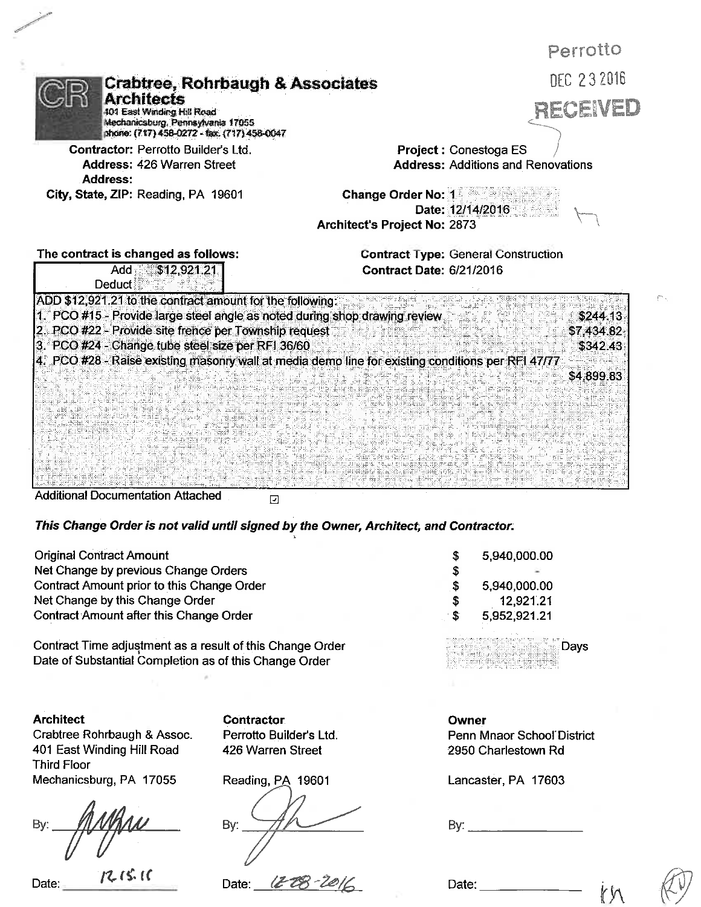Perrotto
DEC 23 2016
RECEIVED

# Crabtree, Rohrbaugh & Associates Architects

401 East Winding Hill Road
Mechanicsburg, Pennsylvania 17055
phone: (717) 458-0272 - fax: (717) 458-0047

**Contractor:** Perrotto Builder's Ltd.
**Address:** 426 Warren Street
**Address:**
**City, State, ZIP:** Reading, PA 19601

**Project :** Conestoga ES
**Address:** Additions and Renovations

**Change Order No:** 1
**Date:** 12/14/2016
**Architect's Project No:** 2873

**The contract is changed as follows:**

| | |
|---|---|
| Add | $12,921.21 |
| Deduct | |

**Contract Type:** General Construction
**Contract Date:** 6/21/2016

ADD $12,921.21 to the contract amount for the following:

1. PCO #15 - Provide large steel angle as noted during shop drawing review — $244.13
2. PCO #22 - Provide site frence per Township request — $7,434.82
3. PCO #24 - Change tube steel size per RFI 36/60 — $342.43
4. PCO #28 - Raise existing masonry wall at media demo line for existing conditions per RFI 47/77 — $4,899.83

Additional Documentation Attached ☑

***This Change Order is not valid until signed by the Owner, Architect, and Contractor.***

| | | |
|---|---|---|
| Original Contract Amount | $ | 5,940,000.00 |
| Net Change by previous Change Orders | $ | - |
| Contract Amount prior to this Change Order | $ | 5,940,000.00 |
| Net Change by this Change Order | $ | 12,921.21 |
| Contract Amount after this Change Order | $ | 5,952,921.21 |

Contract Time adjustment as a result of this Change Order ______ Days
Date of Substantial Completion as of this Change Order

| Architect | Contractor | Owner |
|---|---|---|
| Crabtree Rohrbaugh & Assoc. | Perrotto Builder's Ltd. | Penn Mnaor School District |
| 401 East Winding Hill Road | 426 Warren Street | 2950 Charlestown Rd |
| Third Floor | | |
| Mechanicsburg, PA 17055 | Reading, PA 19601 | Lancaster, PA 17603 |
| By: [signature] | By: [signature] | By: ____________ |
| Date: 12.15.16 | Date: 12-28-2016 | Date: ____________ |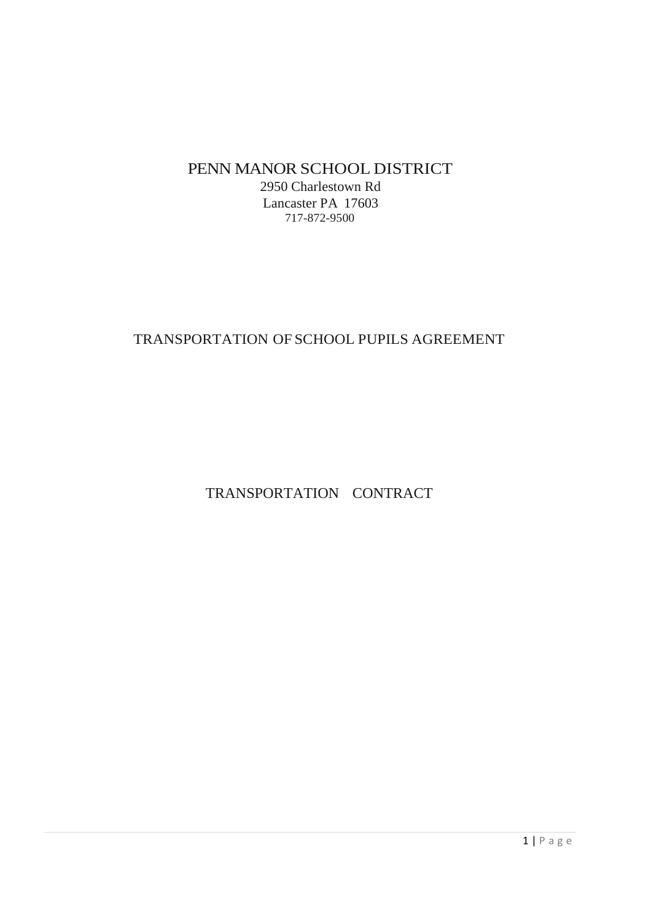# PENN MANOR SCHOOL DISTRICT

2950 Charlestown Rd
Lancaster PA 17603
717-872-9500

## TRANSPORTATION OF SCHOOL PUPILS AGREEMENT

## TRANSPORTATION CONTRACT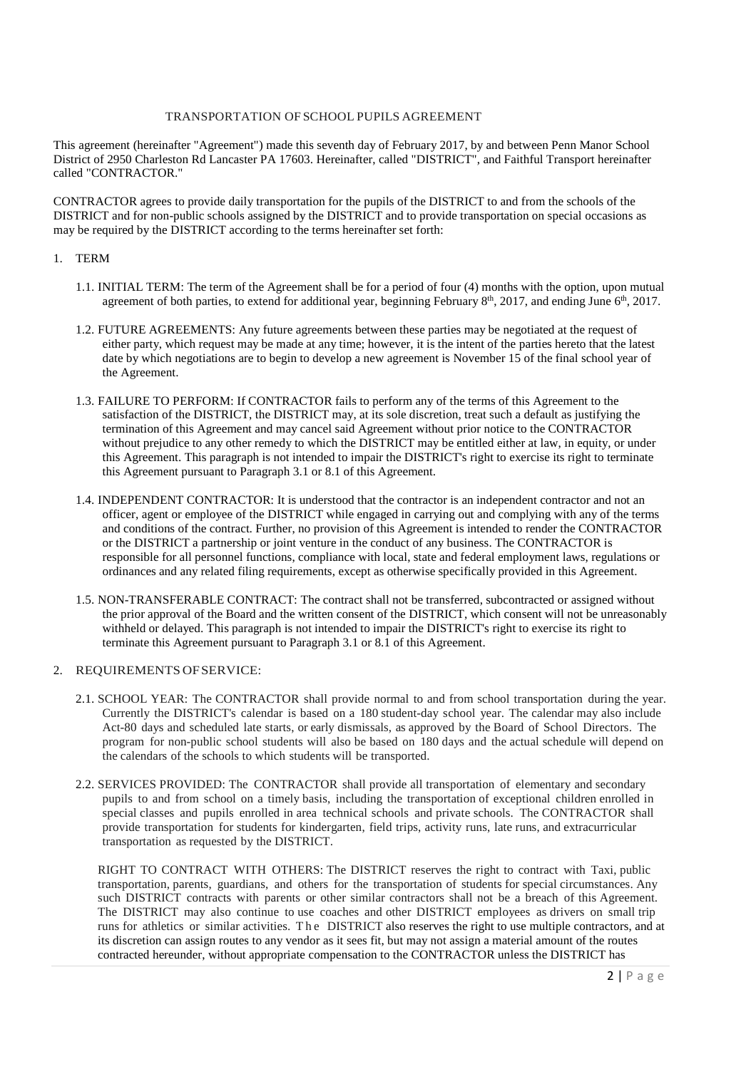# TRANSPORTATION OF SCHOOL PUPILS AGREEMENT

This agreement (hereinafter "Agreement") made this seventh day of February 2017, by and between Penn Manor School District of 2950 Charleston Rd Lancaster PA 17603. Hereinafter, called "DISTRICT", and Faithful Transport hereinafter called "CONTRACTOR."

CONTRACTOR agrees to provide daily transportation for the pupils of the DISTRICT to and from the schools of the DISTRICT and for non-public schools assigned by the DISTRICT and to provide transportation on special occasions as may be required by the DISTRICT according to the terms hereinafter set forth:

## 1. TERM

1.1. INITIAL TERM: The term of the Agreement shall be for a period of four (4) months with the option, upon mutual agreement of both parties, to extend for additional year, beginning February 8th, 2017, and ending June 6th, 2017.

1.2. FUTURE AGREEMENTS: Any future agreements between these parties may be negotiated at the request of either party, which request may be made at any time; however, it is the intent of the parties hereto that the latest date by which negotiations are to begin to develop a new agreement is November 15 of the final school year of the Agreement.

1.3. FAILURE TO PERFORM: If CONTRACTOR fails to perform any of the terms of this Agreement to the satisfaction of the DISTRICT, the DISTRICT may, at its sole discretion, treat such a default as justifying the termination of this Agreement and may cancel said Agreement without prior notice to the CONTRACTOR without prejudice to any other remedy to which the DISTRICT may be entitled either at law, in equity, or under this Agreement. This paragraph is not intended to impair the DISTRICT's right to exercise its right to terminate this Agreement pursuant to Paragraph 3.1 or 8.1 of this Agreement.

1.4. INDEPENDENT CONTRACTOR: It is understood that the contractor is an independent contractor and not an officer, agent or employee of the DISTRICT while engaged in carrying out and complying with any of the terms and conditions of the contract. Further, no provision of this Agreement is intended to render the CONTRACTOR or the DISTRICT a partnership or joint venture in the conduct of any business. The CONTRACTOR is responsible for all personnel functions, compliance with local, state and federal employment laws, regulations or ordinances and any related filing requirements, except as otherwise specifically provided in this Agreement.

1.5. NON-TRANSFERABLE CONTRACT: The contract shall not be transferred, subcontracted or assigned without the prior approval of the Board and the written consent of the DISTRICT, which consent will not be unreasonably withheld or delayed. This paragraph is not intended to impair the DISTRICT's right to exercise its right to terminate this Agreement pursuant to Paragraph 3.1 or 8.1 of this Agreement.

## 2. REQUIREMENTS OF SERVICE:

2.1. SCHOOL YEAR: The CONTRACTOR shall provide normal to and from school transportation during the year. Currently the DISTRICT's calendar is based on a 180 student-day school year. The calendar may also include Act-80 days and scheduled late starts, or early dismissals, as approved by the Board of School Directors. The program for non-public school students will also be based on 180 days and the actual schedule will depend on the calendars of the schools to which students will be transported.

2.2. SERVICES PROVIDED: The CONTRACTOR shall provide all transportation of elementary and secondary pupils to and from school on a timely basis, including the transportation of exceptional children enrolled in special classes and pupils enrolled in area technical schools and private schools. The CONTRACTOR shall provide transportation for students for kindergarten, field trips, activity runs, late runs, and extracurricular transportation as requested by the DISTRICT.

RIGHT TO CONTRACT WITH OTHERS: The DISTRICT reserves the right to contract with Taxi, public transportation, parents, guardians, and others for the transportation of students for special circumstances. Any such DISTRICT contracts with parents or other similar contractors shall not be a breach of this Agreement. The DISTRICT may also continue to use coaches and other DISTRICT employees as drivers on small trip runs for athletics or similar activities. The DISTRICT also reserves the right to use multiple contractors, and at its discretion can assign routes to any vendor as it sees fit, but may not assign a material amount of the routes contracted hereunder, without appropriate compensation to the CONTRACTOR unless the DISTRICT has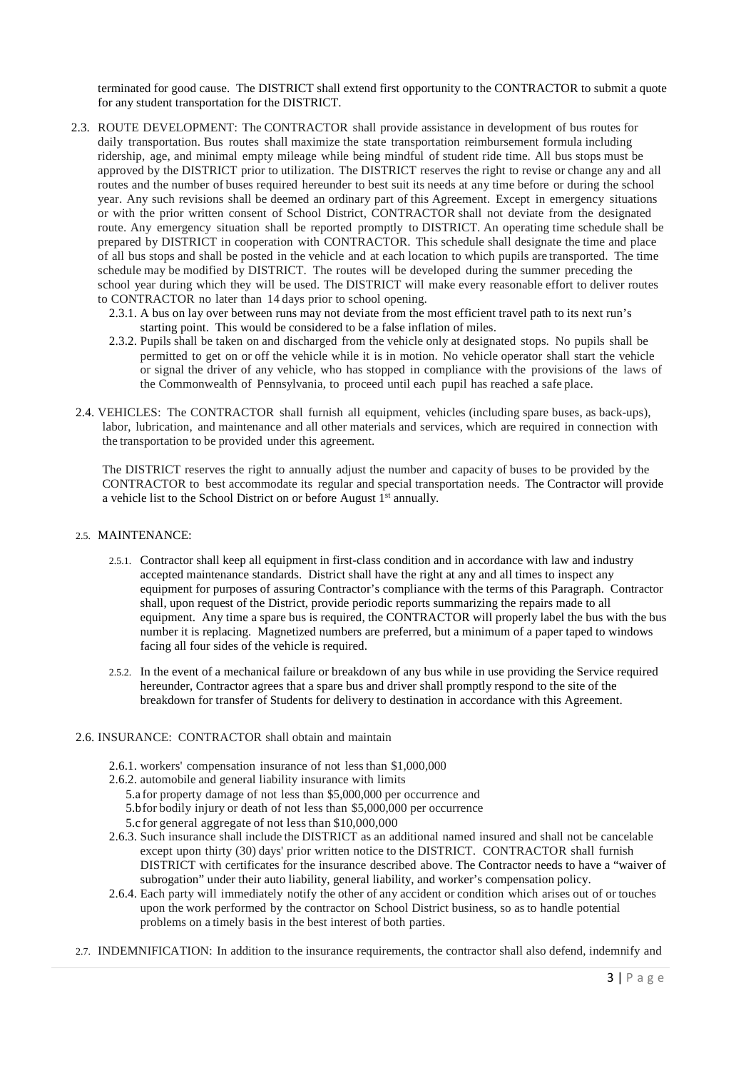terminated for good cause. The DISTRICT shall extend first opportunity to the CONTRACTOR to submit a quote for any student transportation for the DISTRICT.

2.3. ROUTE DEVELOPMENT: The CONTRACTOR shall provide assistance in development of bus routes for daily transportation. Bus routes shall maximize the state transportation reimbursement formula including ridership, age, and minimal empty mileage while being mindful of student ride time. All bus stops must be approved by the DISTRICT prior to utilization. The DISTRICT reserves the right to revise or change any and all routes and the number of buses required hereunder to best suit its needs at any time before or during the school year. Any such revisions shall be deemed an ordinary part of this Agreement. Except in emergency situations or with the prior written consent of School District, CONTRACTOR shall not deviate from the designated route. Any emergency situation shall be reported promptly to DISTRICT. An operating time schedule shall be prepared by DISTRICT in cooperation with CONTRACTOR. This schedule shall designate the time and place of all bus stops and shall be posted in the vehicle and at each location to which pupils are transported. The time schedule may be modified by DISTRICT. The routes will be developed during the summer preceding the school year during which they will be used. The DISTRICT will make every reasonable effort to deliver routes to CONTRACTOR no later than 14 days prior to school opening.

   2.3.1. A bus on lay over between runs may not deviate from the most efficient travel path to its next run's starting point. This would be considered to be a false inflation of miles.

   2.3.2. Pupils shall be taken on and discharged from the vehicle only at designated stops. No pupils shall be permitted to get on or off the vehicle while it is in motion. No vehicle operator shall start the vehicle or signal the driver of any vehicle, who has stopped in compliance with the provisions of the laws of the Commonwealth of Pennsylvania, to proceed until each pupil has reached a safe place.

2.4. VEHICLES: The CONTRACTOR shall furnish all equipment, vehicles (including spare buses, as back-ups), labor, lubrication, and maintenance and all other materials and services, which are required in connection with the transportation to be provided under this agreement.

The DISTRICT reserves the right to annually adjust the number and capacity of buses to be provided by the CONTRACTOR to best accommodate its regular and special transportation needs. The Contractor will provide a vehicle list to the School District on or before August 1st annually.

2.5. MAINTENANCE:

   2.5.1. Contractor shall keep all equipment in first-class condition and in accordance with law and industry accepted maintenance standards. District shall have the right at any and all times to inspect any equipment for purposes of assuring Contractor's compliance with the terms of this Paragraph. Contractor shall, upon request of the District, provide periodic reports summarizing the repairs made to all equipment. Any time a spare bus is required, the CONTRACTOR will properly label the bus with the bus number it is replacing. Magnetized numbers are preferred, but a minimum of a paper taped to windows facing all four sides of the vehicle is required.

   2.5.2. In the event of a mechanical failure or breakdown of any bus while in use providing the Service required hereunder, Contractor agrees that a spare bus and driver shall promptly respond to the site of the breakdown for transfer of Students for delivery to destination in accordance with this Agreement.

2.6. INSURANCE: CONTRACTOR shall obtain and maintain

   2.6.1. workers' compensation insurance of not less than $1,000,000

   2.6.2. automobile and general liability insurance with limits
      5.a for property damage of not less than $5,000,000 per occurrence and
      5.b for bodily injury or death of not less than $5,000,000 per occurrence
      5.c for general aggregate of not less than $10,000,000

   2.6.3. Such insurance shall include the DISTRICT as an additional named insured and shall not be cancelable except upon thirty (30) days' prior written notice to the DISTRICT. CONTRACTOR shall furnish DISTRICT with certificates for the insurance described above. The Contractor needs to have a "waiver of subrogation" under their auto liability, general liability, and worker's compensation policy.

   2.6.4. Each party will immediately notify the other of any accident or condition which arises out of or touches upon the work performed by the contractor on School District business, so as to handle potential problems on a timely basis in the best interest of both parties.

2.7. INDEMNIFICATION: In addition to the insurance requirements, the contractor shall also defend, indemnify and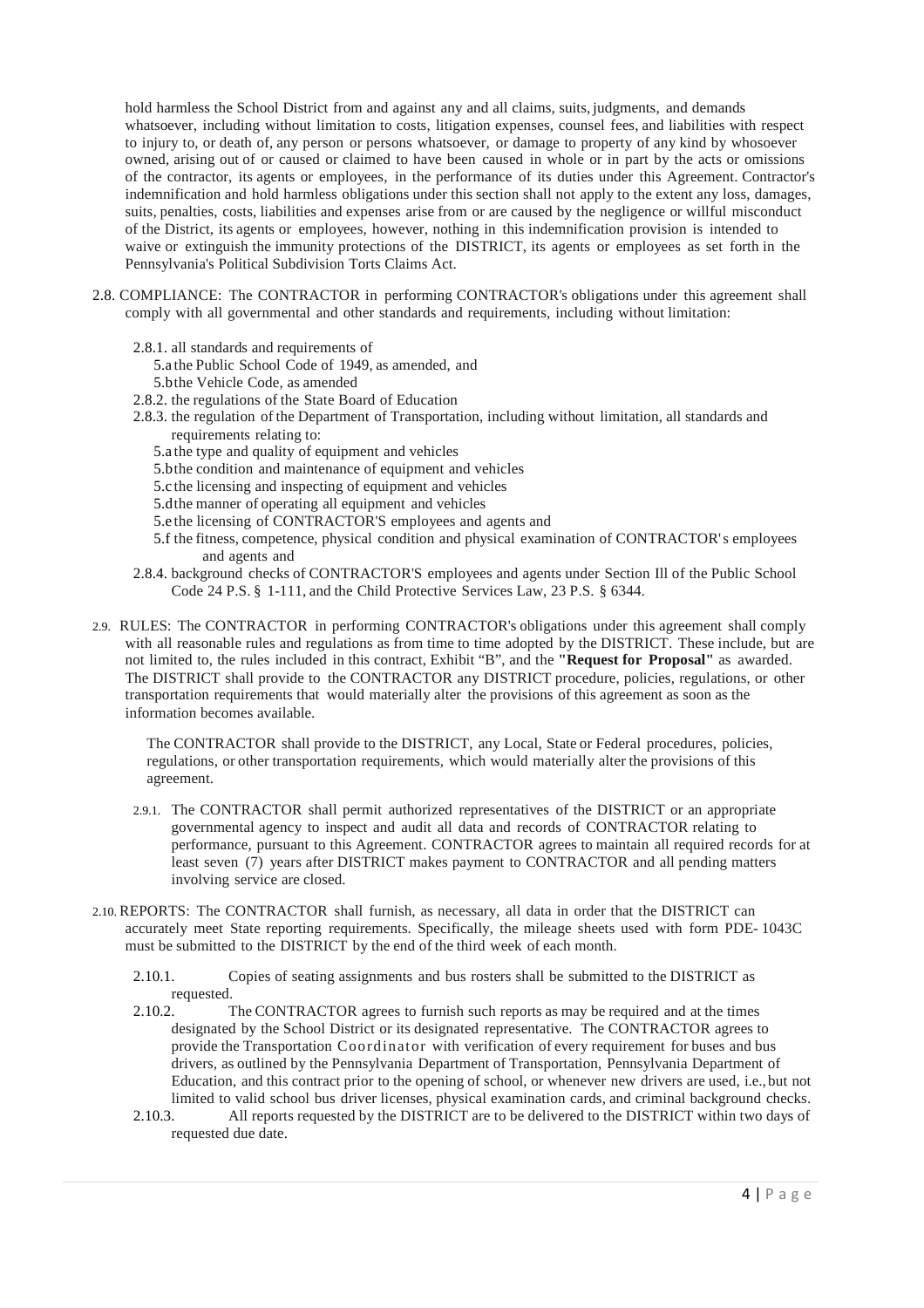hold harmless the School District from and against any and all claims, suits, judgments, and demands whatsoever, including without limitation to costs, litigation expenses, counsel fees, and liabilities with respect to injury to, or death of, any person or persons whatsoever, or damage to property of any kind by whosoever owned, arising out of or caused or claimed to have been caused in whole or in part by the acts or omissions of the contractor, its agents or employees, in the performance of its duties under this Agreement. Contractor's indemnification and hold harmless obligations under this section shall not apply to the extent any loss, damages, suits, penalties, costs, liabilities and expenses arise from or are caused by the negligence or willful misconduct of the District, its agents or employees, however, nothing in this indemnification provision is intended to waive or extinguish the immunity protections of the DISTRICT, its agents or employees as set forth in the Pennsylvania's Political Subdivision Torts Claims Act.

2.8. COMPLIANCE: The CONTRACTOR in performing CONTRACTOR's obligations under this agreement shall comply with all governmental and other standards and requirements, including without limitation:

- 2.8.1. all standards and requirements of
  - 5.a the Public School Code of 1949, as amended, and
  - 5.b the Vehicle Code, as amended
- 2.8.2. the regulations of the State Board of Education
- 2.8.3. the regulation of the Department of Transportation, including without limitation, all standards and requirements relating to:
  - 5.a the type and quality of equipment and vehicles
  - 5.b the condition and maintenance of equipment and vehicles
  - 5.c the licensing and inspecting of equipment and vehicles
  - 5.d the manner of operating all equipment and vehicles
  - 5.e the licensing of CONTRACTOR'S employees and agents and
  - 5.f the fitness, competence, physical condition and physical examination of CONTRACTOR's employees and agents and
- 2.8.4. background checks of CONTRACTOR'S employees and agents under Section Ill of the Public School Code 24 P.S. § 1-111, and the Child Protective Services Law, 23 P.S. § 6344.

2.9. RULES: The CONTRACTOR in performing CONTRACTOR's obligations under this agreement shall comply with all reasonable rules and regulations as from time to time adopted by the DISTRICT. These include, but are not limited to, the rules included in this contract, Exhibit "B", and the **"Request for Proposal"** as awarded. The DISTRICT shall provide to the CONTRACTOR any DISTRICT procedure, policies, regulations, or other transportation requirements that would materially alter the provisions of this agreement as soon as the information becomes available.

The CONTRACTOR shall provide to the DISTRICT, any Local, State or Federal procedures, policies, regulations, or other transportation requirements, which would materially alter the provisions of this agreement.

- 2.9.1. The CONTRACTOR shall permit authorized representatives of the DISTRICT or an appropriate governmental agency to inspect and audit all data and records of CONTRACTOR relating to performance, pursuant to this Agreement. CONTRACTOR agrees to maintain all required records for at least seven (7) years after DISTRICT makes payment to CONTRACTOR and all pending matters involving service are closed.

2.10. REPORTS: The CONTRACTOR shall furnish, as necessary, all data in order that the DISTRICT can accurately meet State reporting requirements. Specifically, the mileage sheets used with form PDE- 1043C must be submitted to the DISTRICT by the end of the third week of each month.

- 2.10.1. Copies of seating assignments and bus rosters shall be submitted to the DISTRICT as requested.
- 2.10.2. The CONTRACTOR agrees to furnish such reports as may be required and at the times designated by the School District or its designated representative. The CONTRACTOR agrees to provide the Transportation Coordinator with verification of every requirement for buses and bus drivers, as outlined by the Pennsylvania Department of Transportation, Pennsylvania Department of Education, and this contract prior to the opening of school, or whenever new drivers are used, i.e., but not limited to valid school bus driver licenses, physical examination cards, and criminal background checks.
- 2.10.3. All reports requested by the DISTRICT are to be delivered to the DISTRICT within two days of requested due date.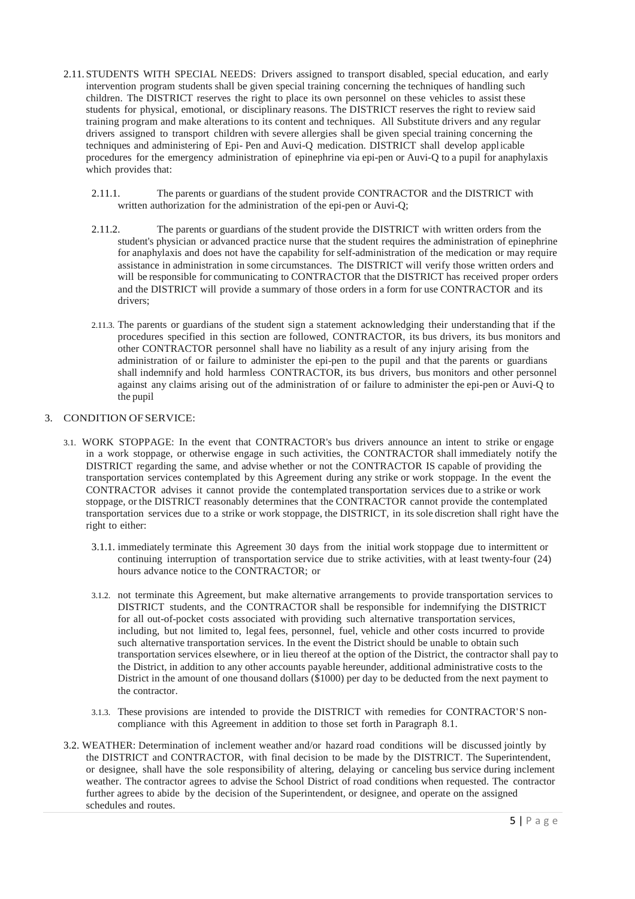2.11. STUDENTS WITH SPECIAL NEEDS: Drivers assigned to transport disabled, special education, and early intervention program students shall be given special training concerning the techniques of handling such children. The DISTRICT reserves the right to place its own personnel on these vehicles to assist these students for physical, emotional, or disciplinary reasons. The DISTRICT reserves the right to review said training program and make alterations to its content and techniques. All Substitute drivers and any regular drivers assigned to transport children with severe allergies shall be given special training concerning the techniques and administering of Epi- Pen and Auvi-Q medication. DISTRICT shall develop applicable procedures for the emergency administration of epinephrine via epi-pen or Auvi-Q to a pupil for anaphylaxis which provides that:

2.11.1. The parents or guardians of the student provide CONTRACTOR and the DISTRICT with written authorization for the administration of the epi-pen or Auvi-Q;

2.11.2. The parents or guardians of the student provide the DISTRICT with written orders from the student's physician or advanced practice nurse that the student requires the administration of epinephrine for anaphylaxis and does not have the capability for self-administration of the medication or may require assistance in administration in some circumstances. The DISTRICT will verify those written orders and will be responsible for communicating to CONTRACTOR that the DISTRICT has received proper orders and the DISTRICT will provide a summary of those orders in a form for use CONTRACTOR and its drivers;

2.11.3. The parents or guardians of the student sign a statement acknowledging their understanding that if the procedures specified in this section are followed, CONTRACTOR, its bus drivers, its bus monitors and other CONTRACTOR personnel shall have no liability as a result of any injury arising from the administration of or failure to administer the epi-pen to the pupil and that the parents or guardians shall indemnify and hold harmless CONTRACTOR, its bus drivers, bus monitors and other personnel against any claims arising out of the administration of or failure to administer the epi-pen or Auvi-Q to the pupil

3. CONDITION OF SERVICE:

3.1. WORK STOPPAGE: In the event that CONTRACTOR's bus drivers announce an intent to strike or engage in a work stoppage, or otherwise engage in such activities, the CONTRACTOR shall immediately notify the DISTRICT regarding the same, and advise whether or not the CONTRACTOR IS capable of providing the transportation services contemplated by this Agreement during any strike or work stoppage. In the event the CONTRACTOR advises it cannot provide the contemplated transportation services due to a strike or work stoppage, or the DISTRICT reasonably determines that the CONTRACTOR cannot provide the contemplated transportation services due to a strike or work stoppage, the DISTRICT, in its sole discretion shall right have the right to either:

3.1.1. immediately terminate this Agreement 30 days from the initial work stoppage due to intermittent or continuing interruption of transportation service due to strike activities, with at least twenty-four (24) hours advance notice to the CONTRACTOR; or

3.1.2. not terminate this Agreement, but make alternative arrangements to provide transportation services to DISTRICT students, and the CONTRACTOR shall be responsible for indemnifying the DISTRICT for all out-of-pocket costs associated with providing such alternative transportation services, including, but not limited to, legal fees, personnel, fuel, vehicle and other costs incurred to provide such alternative transportation services. In the event the District should be unable to obtain such transportation services elsewhere, or in lieu thereof at the option of the District, the contractor shall pay to the District, in addition to any other accounts payable hereunder, additional administrative costs to the District in the amount of one thousand dollars ($1000) per day to be deducted from the next payment to the contractor.

3.1.3. These provisions are intended to provide the DISTRICT with remedies for CONTRACTOR'S non-compliance with this Agreement in addition to those set forth in Paragraph 8.1.

3.2. WEATHER: Determination of inclement weather and/or hazard road conditions will be discussed jointly by the DISTRICT and CONTRACTOR, with final decision to be made by the DISTRICT. The Superintendent, or designee, shall have the sole responsibility of altering, delaying or canceling bus service during inclement weather. The contractor agrees to advise the School District of road conditions when requested. The contractor further agrees to abide by the decision of the Superintendent, or designee, and operate on the assigned schedules and routes.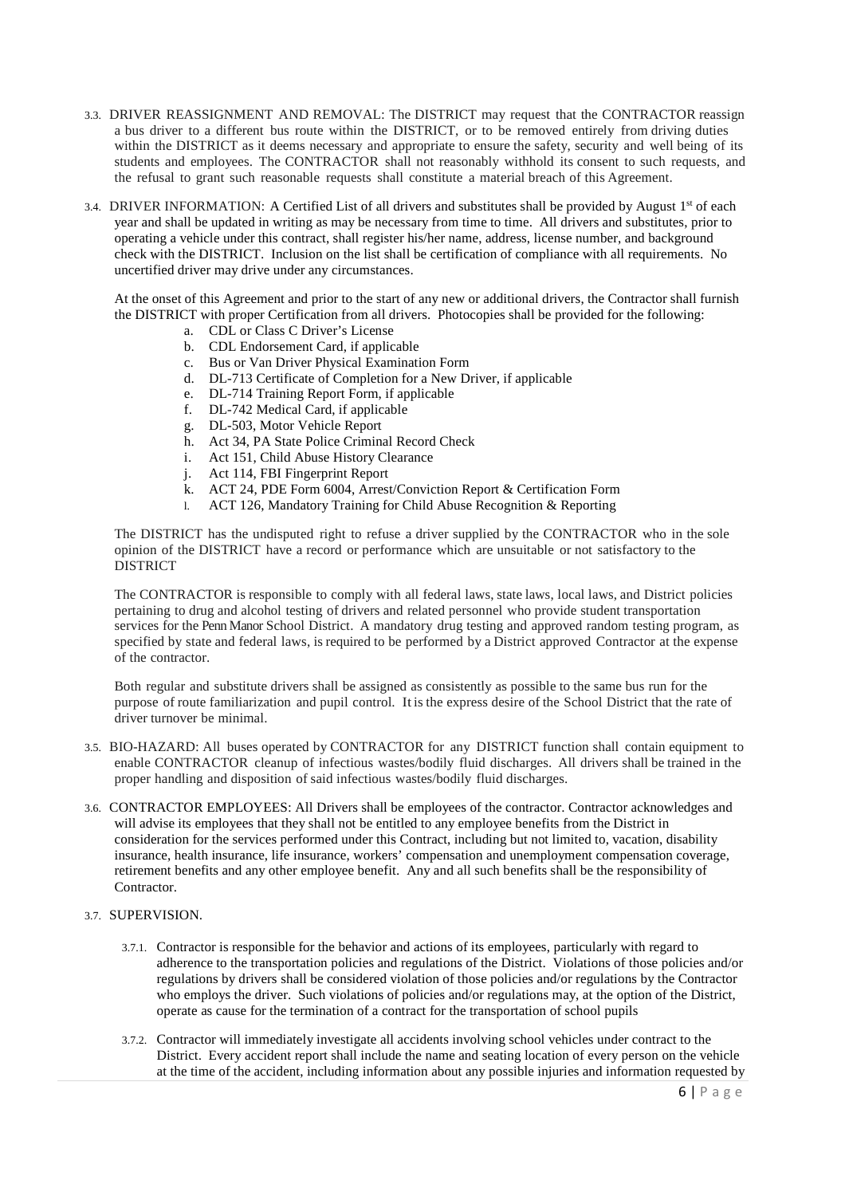3.3. DRIVER REASSIGNMENT AND REMOVAL: The DISTRICT may request that the CONTRACTOR reassign a bus driver to a different bus route within the DISTRICT, or to be removed entirely from driving duties within the DISTRICT as it deems necessary and appropriate to ensure the safety, security and well being of its students and employees. The CONTRACTOR shall not reasonably withhold its consent to such requests, and the refusal to grant such reasonable requests shall constitute a material breach of this Agreement.

3.4. DRIVER INFORMATION: A Certified List of all drivers and substitutes shall be provided by August 1st of each year and shall be updated in writing as may be necessary from time to time. All drivers and substitutes, prior to operating a vehicle under this contract, shall register his/her name, address, license number, and background check with the DISTRICT. Inclusion on the list shall be certification of compliance with all requirements. No uncertified driver may drive under any circumstances.

At the onset of this Agreement and prior to the start of any new or additional drivers, the Contractor shall furnish the DISTRICT with proper Certification from all drivers. Photocopies shall be provided for the following:

a. CDL or Class C Driver's License
b. CDL Endorsement Card, if applicable
c. Bus or Van Driver Physical Examination Form
d. DL-713 Certificate of Completion for a New Driver, if applicable
e. DL-714 Training Report Form, if applicable
f. DL-742 Medical Card, if applicable
g. DL-503, Motor Vehicle Report
h. Act 34, PA State Police Criminal Record Check
i. Act 151, Child Abuse History Clearance
j. Act 114, FBI Fingerprint Report
k. ACT 24, PDE Form 6004, Arrest/Conviction Report & Certification Form
l. ACT 126, Mandatory Training for Child Abuse Recognition & Reporting

The DISTRICT has the undisputed right to refuse a driver supplied by the CONTRACTOR who in the sole opinion of the DISTRICT have a record or performance which are unsuitable or not satisfactory to the DISTRICT

The CONTRACTOR is responsible to comply with all federal laws, state laws, local laws, and District policies pertaining to drug and alcohol testing of drivers and related personnel who provide student transportation services for the Penn Manor School District. A mandatory drug testing and approved random testing program, as specified by state and federal laws, is required to be performed by a District approved Contractor at the expense of the contractor.

Both regular and substitute drivers shall be assigned as consistently as possible to the same bus run for the purpose of route familiarization and pupil control. It is the express desire of the School District that the rate of driver turnover be minimal.

3.5. BIO-HAZARD: All buses operated by CONTRACTOR for any DISTRICT function shall contain equipment to enable CONTRACTOR cleanup of infectious wastes/bodily fluid discharges. All drivers shall be trained in the proper handling and disposition of said infectious wastes/bodily fluid discharges.

3.6. CONTRACTOR EMPLOYEES: All Drivers shall be employees of the contractor. Contractor acknowledges and will advise its employees that they shall not be entitled to any employee benefits from the District in consideration for the services performed under this Contract, including but not limited to, vacation, disability insurance, health insurance, life insurance, workers' compensation and unemployment compensation coverage, retirement benefits and any other employee benefit. Any and all such benefits shall be the responsibility of Contractor.

3.7. SUPERVISION.

3.7.1. Contractor is responsible for the behavior and actions of its employees, particularly with regard to adherence to the transportation policies and regulations of the District. Violations of those policies and/or regulations by drivers shall be considered violation of those policies and/or regulations by the Contractor who employs the driver. Such violations of policies and/or regulations may, at the option of the District, operate as cause for the termination of a contract for the transportation of school pupils

3.7.2. Contractor will immediately investigate all accidents involving school vehicles under contract to the District. Every accident report shall include the name and seating location of every person on the vehicle at the time of the accident, including information about any possible injuries and information requested by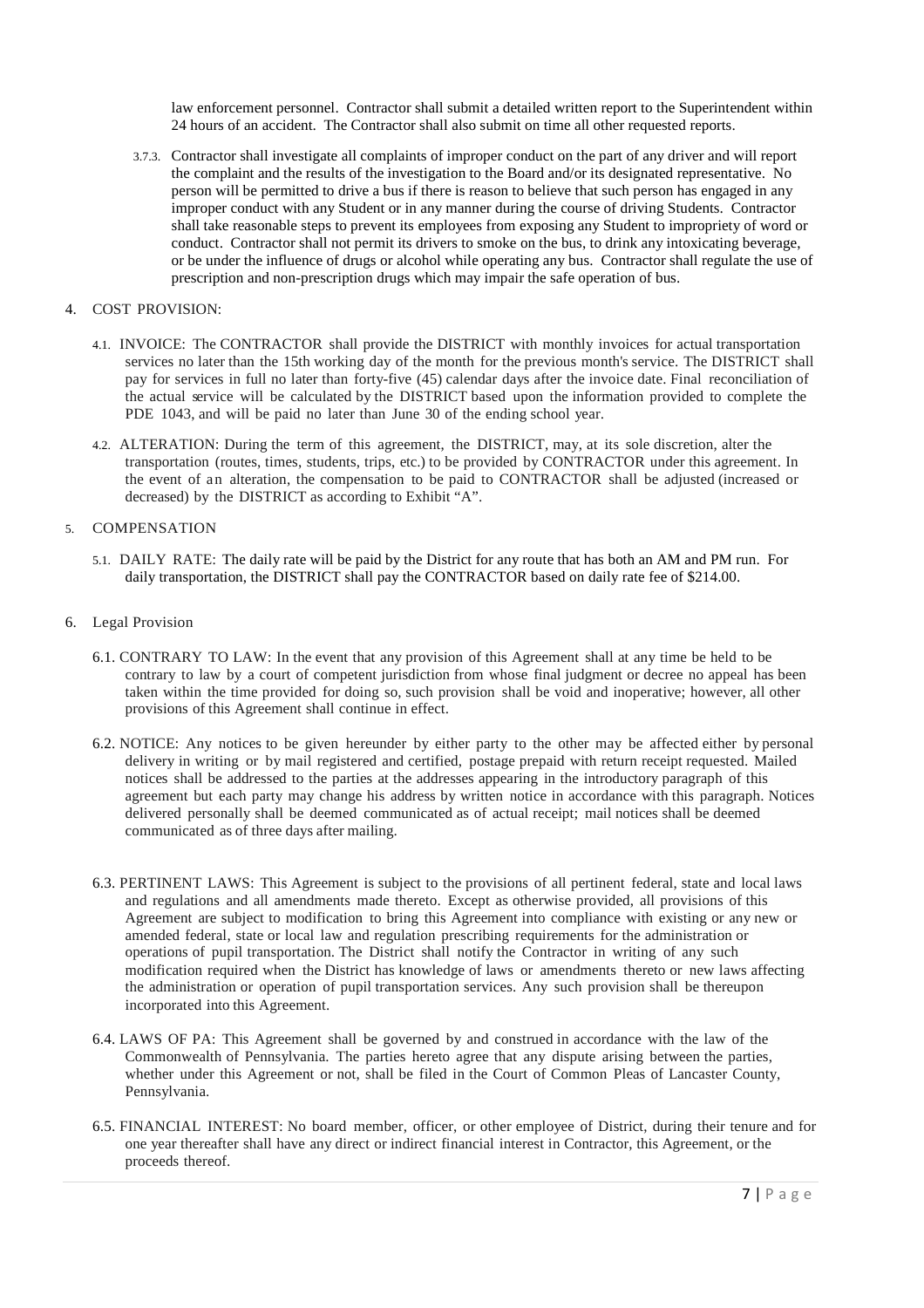law enforcement personnel. Contractor shall submit a detailed written report to the Superintendent within 24 hours of an accident. The Contractor shall also submit on time all other requested reports.

3.7.3. Contractor shall investigate all complaints of improper conduct on the part of any driver and will report the complaint and the results of the investigation to the Board and/or its designated representative. No person will be permitted to drive a bus if there is reason to believe that such person has engaged in any improper conduct with any Student or in any manner during the course of driving Students. Contractor shall take reasonable steps to prevent its employees from exposing any Student to impropriety of word or conduct. Contractor shall not permit its drivers to smoke on the bus, to drink any intoxicating beverage, or be under the influence of drugs or alcohol while operating any bus. Contractor shall regulate the use of prescription and non-prescription drugs which may impair the safe operation of bus.

4. COST PROVISION:

4.1. INVOICE: The CONTRACTOR shall provide the DISTRICT with monthly invoices for actual transportation services no later than the 15th working day of the month for the previous month's service. The DISTRICT shall pay for services in full no later than forty-five (45) calendar days after the invoice date. Final reconciliation of the actual service will be calculated by the DISTRICT based upon the information provided to complete the PDE 1043, and will be paid no later than June 30 of the ending school year.

4.2. ALTERATION: During the term of this agreement, the DISTRICT, may, at its sole discretion, alter the transportation (routes, times, students, trips, etc.) to be provided by CONTRACTOR under this agreement. In the event of an alteration, the compensation to be paid to CONTRACTOR shall be adjusted (increased or decreased) by the DISTRICT as according to Exhibit "A".

5. COMPENSATION

5.1. DAILY RATE: The daily rate will be paid by the District for any route that has both an AM and PM run. For daily transportation, the DISTRICT shall pay the CONTRACTOR based on daily rate fee of $214.00.

6. Legal Provision

6.1. CONTRARY TO LAW: In the event that any provision of this Agreement shall at any time be held to be contrary to law by a court of competent jurisdiction from whose final judgment or decree no appeal has been taken within the time provided for doing so, such provision shall be void and inoperative; however, all other provisions of this Agreement shall continue in effect.

6.2. NOTICE: Any notices to be given hereunder by either party to the other may be affected either by personal delivery in writing or by mail registered and certified, postage prepaid with return receipt requested. Mailed notices shall be addressed to the parties at the addresses appearing in the introductory paragraph of this agreement but each party may change his address by written notice in accordance with this paragraph. Notices delivered personally shall be deemed communicated as of actual receipt; mail notices shall be deemed communicated as of three days after mailing.

6.3. PERTINENT LAWS: This Agreement is subject to the provisions of all pertinent federal, state and local laws and regulations and all amendments made thereto. Except as otherwise provided, all provisions of this Agreement are subject to modification to bring this Agreement into compliance with existing or any new or amended federal, state or local law and regulation prescribing requirements for the administration or operations of pupil transportation. The District shall notify the Contractor in writing of any such modification required when the District has knowledge of laws or amendments thereto or new laws affecting the administration or operation of pupil transportation services. Any such provision shall be thereupon incorporated into this Agreement.

6.4. LAWS OF PA: This Agreement shall be governed by and construed in accordance with the law of the Commonwealth of Pennsylvania. The parties hereto agree that any dispute arising between the parties, whether under this Agreement or not, shall be filed in the Court of Common Pleas of Lancaster County, Pennsylvania.

6.5. FINANCIAL INTEREST: No board member, officer, or other employee of District, during their tenure and for one year thereafter shall have any direct or indirect financial interest in Contractor, this Agreement, or the proceeds thereof.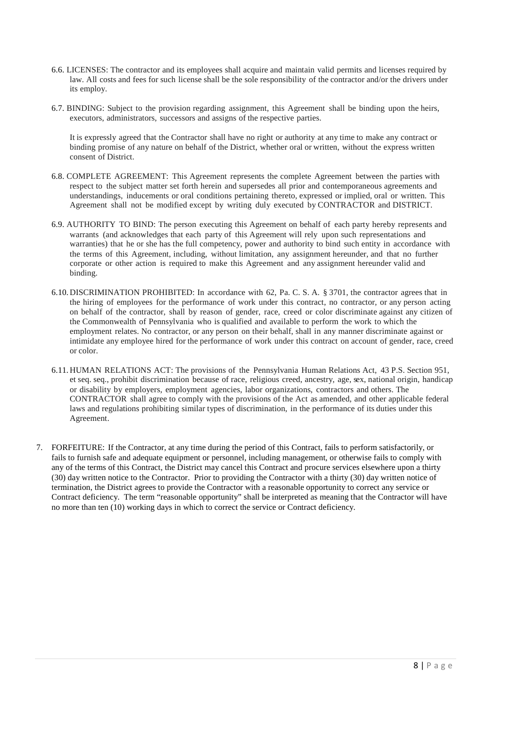6.6. LICENSES: The contractor and its employees shall acquire and maintain valid permits and licenses required by law. All costs and fees for such license shall be the sole responsibility of the contractor and/or the drivers under its employ.

6.7. BINDING: Subject to the provision regarding assignment, this Agreement shall be binding upon the heirs, executors, administrators, successors and assigns of the respective parties.

It is expressly agreed that the Contractor shall have no right or authority at any time to make any contract or binding promise of any nature on behalf of the District, whether oral or written, without the express written consent of District.

6.8. COMPLETE AGREEMENT: This Agreement represents the complete Agreement between the parties with respect to the subject matter set forth herein and supersedes all prior and contemporaneous agreements and understandings, inducements or oral conditions pertaining thereto, expressed or implied, oral or written. This Agreement shall not be modified except by writing duly executed by CONTRACTOR and DISTRICT.

6.9. AUTHORITY TO BIND: The person executing this Agreement on behalf of each party hereby represents and warrants (and acknowledges that each party of this Agreement will rely upon such representations and warranties) that he or she has the full competency, power and authority to bind such entity in accordance with the terms of this Agreement, including, without limitation, any assignment hereunder, and that no further corporate or other action is required to make this Agreement and any assignment hereunder valid and binding.

6.10. DISCRIMINATION PROHIBITED: In accordance with 62, Pa. C. S. A. § 3701, the contractor agrees that in the hiring of employees for the performance of work under this contract, no contractor, or any person acting on behalf of the contractor, shall by reason of gender, race, creed or color discriminate against any citizen of the Commonwealth of Pennsylvania who is qualified and available to perform the work to which the employment relates. No contractor, or any person on their behalf, shall in any manner discriminate against or intimidate any employee hired for the performance of work under this contract on account of gender, race, creed or color.

6.11. HUMAN RELATIONS ACT: The provisions of the Pennsylvania Human Relations Act, 43 P.S. Section 951, et seq. seq., prohibit discrimination because of race, religious creed, ancestry, age, sex, national origin, handicap or disability by employers, employment agencies, labor organizations, contractors and others. The CONTRACTOR shall agree to comply with the provisions of the Act as amended, and other applicable federal laws and regulations prohibiting similar types of discrimination, in the performance of its duties under this Agreement.

7. FORFEITURE: If the Contractor, at any time during the period of this Contract, fails to perform satisfactorily, or fails to furnish safe and adequate equipment or personnel, including management, or otherwise fails to comply with any of the terms of this Contract, the District may cancel this Contract and procure services elsewhere upon a thirty (30) day written notice to the Contractor. Prior to providing the Contractor with a thirty (30) day written notice of termination, the District agrees to provide the Contractor with a reasonable opportunity to correct any service or Contract deficiency. The term "reasonable opportunity" shall be interpreted as meaning that the Contractor will have no more than ten (10) working days in which to correct the service or Contract deficiency.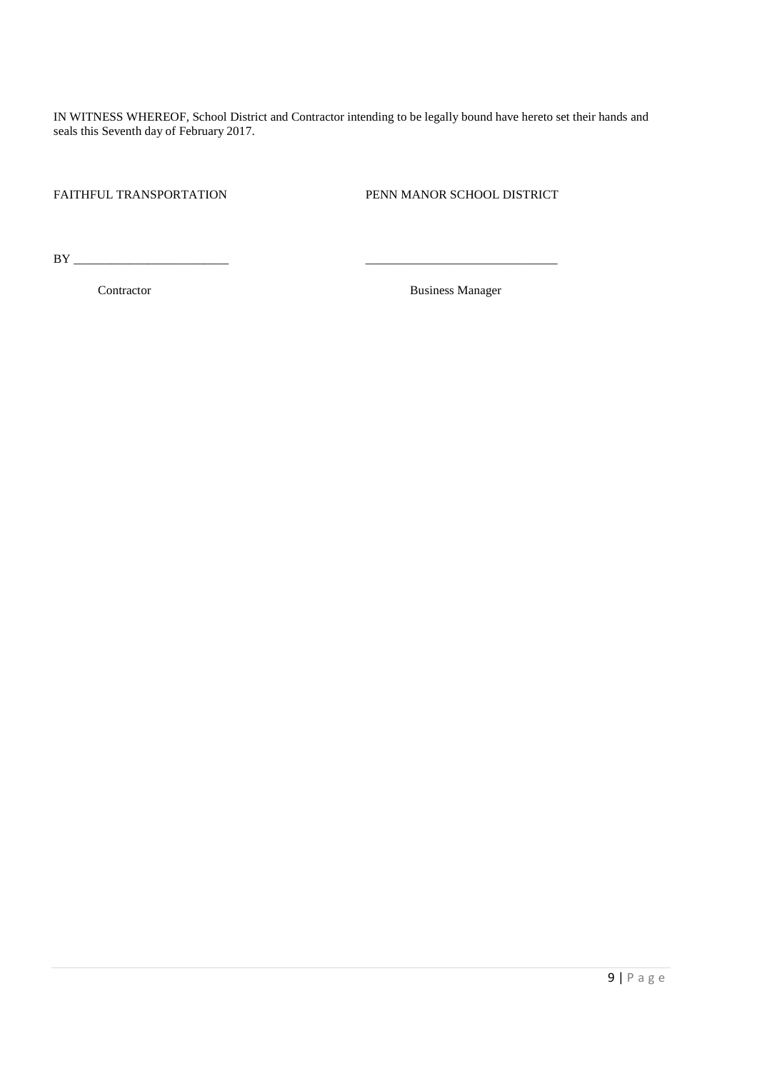IN WITNESS WHEREOF, School District and Contractor intending to be legally bound have hereto set their hands and seals this Seventh day of February 2017.

| FAITHFUL TRANSPORTATION | PENN MANOR SCHOOL DISTRICT |
|---|---|
| BY _________________________ | _______________________________ |
| Contractor | Business Manager |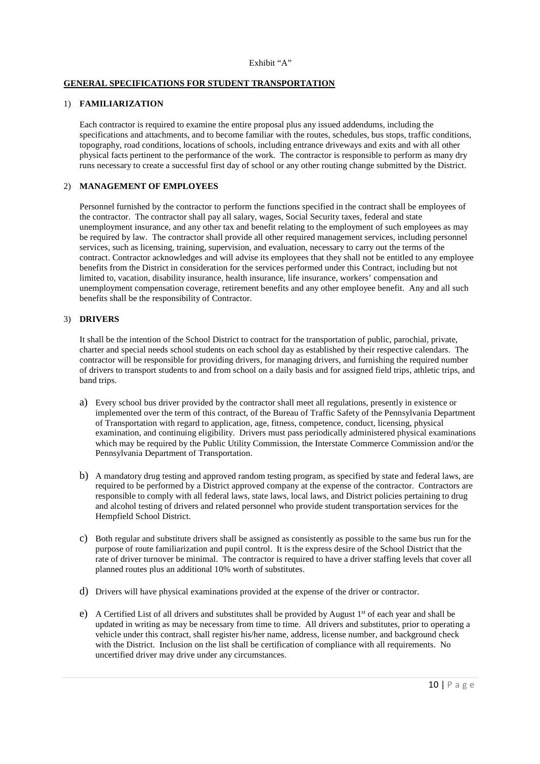Exhibit "A"

## GENERAL SPECIFICATIONS FOR STUDENT TRANSPORTATION

### 1) FAMILIARIZATION

Each contractor is required to examine the entire proposal plus any issued addendums, including the specifications and attachments, and to become familiar with the routes, schedules, bus stops, traffic conditions, topography, road conditions, locations of schools, including entrance driveways and exits and with all other physical facts pertinent to the performance of the work. The contractor is responsible to perform as many dry runs necessary to create a successful first day of school or any other routing change submitted by the District.

### 2) MANAGEMENT OF EMPLOYEES

Personnel furnished by the contractor to perform the functions specified in the contract shall be employees of the contractor. The contractor shall pay all salary, wages, Social Security taxes, federal and state unemployment insurance, and any other tax and benefit relating to the employment of such employees as may be required by law. The contractor shall provide all other required management services, including personnel services, such as licensing, training, supervision, and evaluation, necessary to carry out the terms of the contract. Contractor acknowledges and will advise its employees that they shall not be entitled to any employee benefits from the District in consideration for the services performed under this Contract, including but not limited to, vacation, disability insurance, health insurance, life insurance, workers' compensation and unemployment compensation coverage, retirement benefits and any other employee benefit. Any and all such benefits shall be the responsibility of Contractor.

### 3) DRIVERS

It shall be the intention of the School District to contract for the transportation of public, parochial, private, charter and special needs school students on each school day as established by their respective calendars. The contractor will be responsible for providing drivers, for managing drivers, and furnishing the required number of drivers to transport students to and from school on a daily basis and for assigned field trips, athletic trips, and band trips.

a) Every school bus driver provided by the contractor shall meet all regulations, presently in existence or implemented over the term of this contract, of the Bureau of Traffic Safety of the Pennsylvania Department of Transportation with regard to application, age, fitness, competence, conduct, licensing, physical examination, and continuing eligibility. Drivers must pass periodically administered physical examinations which may be required by the Public Utility Commission, the Interstate Commerce Commission and/or the Pennsylvania Department of Transportation.

b) A mandatory drug testing and approved random testing program, as specified by state and federal laws, are required to be performed by a District approved company at the expense of the contractor. Contractors are responsible to comply with all federal laws, state laws, local laws, and District policies pertaining to drug and alcohol testing of drivers and related personnel who provide student transportation services for the Hempfield School District.

c) Both regular and substitute drivers shall be assigned as consistently as possible to the same bus run for the purpose of route familiarization and pupil control. It is the express desire of the School District that the rate of driver turnover be minimal. The contractor is required to have a driver staffing levels that cover all planned routes plus an additional 10% worth of substitutes.

d) Drivers will have physical examinations provided at the expense of the driver or contractor.

e) A Certified List of all drivers and substitutes shall be provided by August 1st of each year and shall be updated in writing as may be necessary from time to time. All drivers and substitutes, prior to operating a vehicle under this contract, shall register his/her name, address, license number, and background check with the District. Inclusion on the list shall be certification of compliance with all requirements. No uncertified driver may drive under any circumstances.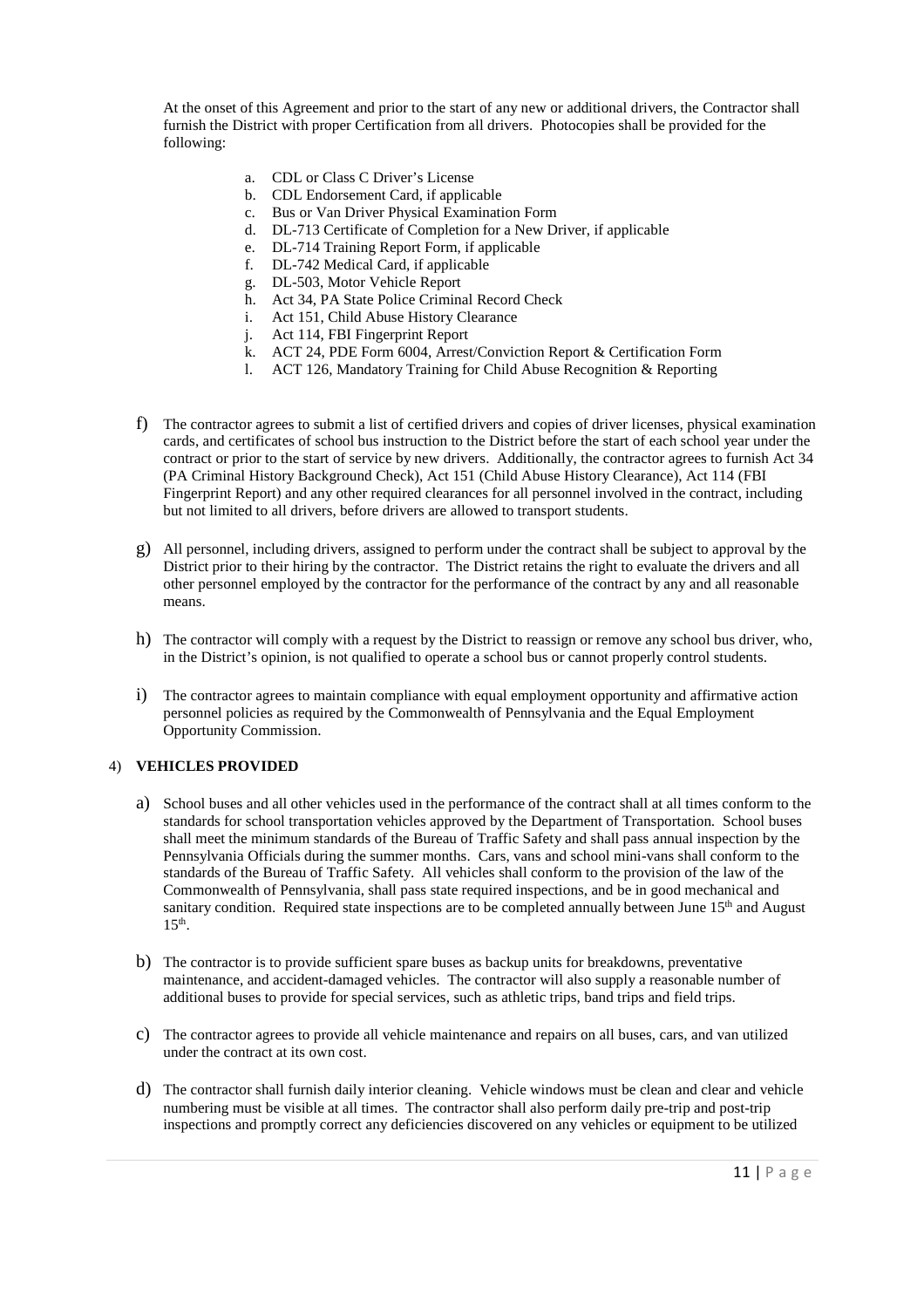At the onset of this Agreement and prior to the start of any new or additional drivers, the Contractor shall furnish the District with proper Certification from all drivers. Photocopies shall be provided for the following:

a. CDL or Class C Driver's License
b. CDL Endorsement Card, if applicable
c. Bus or Van Driver Physical Examination Form
d. DL-713 Certificate of Completion for a New Driver, if applicable
e. DL-714 Training Report Form, if applicable
f. DL-742 Medical Card, if applicable
g. DL-503, Motor Vehicle Report
h. Act 34, PA State Police Criminal Record Check
i. Act 151, Child Abuse History Clearance
j. Act 114, FBI Fingerprint Report
k. ACT 24, PDE Form 6004, Arrest/Conviction Report & Certification Form
l. ACT 126, Mandatory Training for Child Abuse Recognition & Reporting

f) The contractor agrees to submit a list of certified drivers and copies of driver licenses, physical examination cards, and certificates of school bus instruction to the District before the start of each school year under the contract or prior to the start of service by new drivers. Additionally, the contractor agrees to furnish Act 34 (PA Criminal History Background Check), Act 151 (Child Abuse History Clearance), Act 114 (FBI Fingerprint Report) and any other required clearances for all personnel involved in the contract, including but not limited to all drivers, before drivers are allowed to transport students.

g) All personnel, including drivers, assigned to perform under the contract shall be subject to approval by the District prior to their hiring by the contractor. The District retains the right to evaluate the drivers and all other personnel employed by the contractor for the performance of the contract by any and all reasonable means.

h) The contractor will comply with a request by the District to reassign or remove any school bus driver, who, in the District's opinion, is not qualified to operate a school bus or cannot properly control students.

i) The contractor agrees to maintain compliance with equal employment opportunity and affirmative action personnel policies as required by the Commonwealth of Pennsylvania and the Equal Employment Opportunity Commission.

4) **VEHICLES PROVIDED**

a) School buses and all other vehicles used in the performance of the contract shall at all times conform to the standards for school transportation vehicles approved by the Department of Transportation. School buses shall meet the minimum standards of the Bureau of Traffic Safety and shall pass annual inspection by the Pennsylvania Officials during the summer months. Cars, vans and school mini-vans shall conform to the standards of the Bureau of Traffic Safety. All vehicles shall conform to the provision of the law of the Commonwealth of Pennsylvania, shall pass state required inspections, and be in good mechanical and sanitary condition. Required state inspections are to be completed annually between June 15th and August 15th.

b) The contractor is to provide sufficient spare buses as backup units for breakdowns, preventative maintenance, and accident-damaged vehicles. The contractor will also supply a reasonable number of additional buses to provide for special services, such as athletic trips, band trips and field trips.

c) The contractor agrees to provide all vehicle maintenance and repairs on all buses, cars, and van utilized under the contract at its own cost.

d) The contractor shall furnish daily interior cleaning. Vehicle windows must be clean and clear and vehicle numbering must be visible at all times. The contractor shall also perform daily pre-trip and post-trip inspections and promptly correct any deficiencies discovered on any vehicles or equipment to be utilized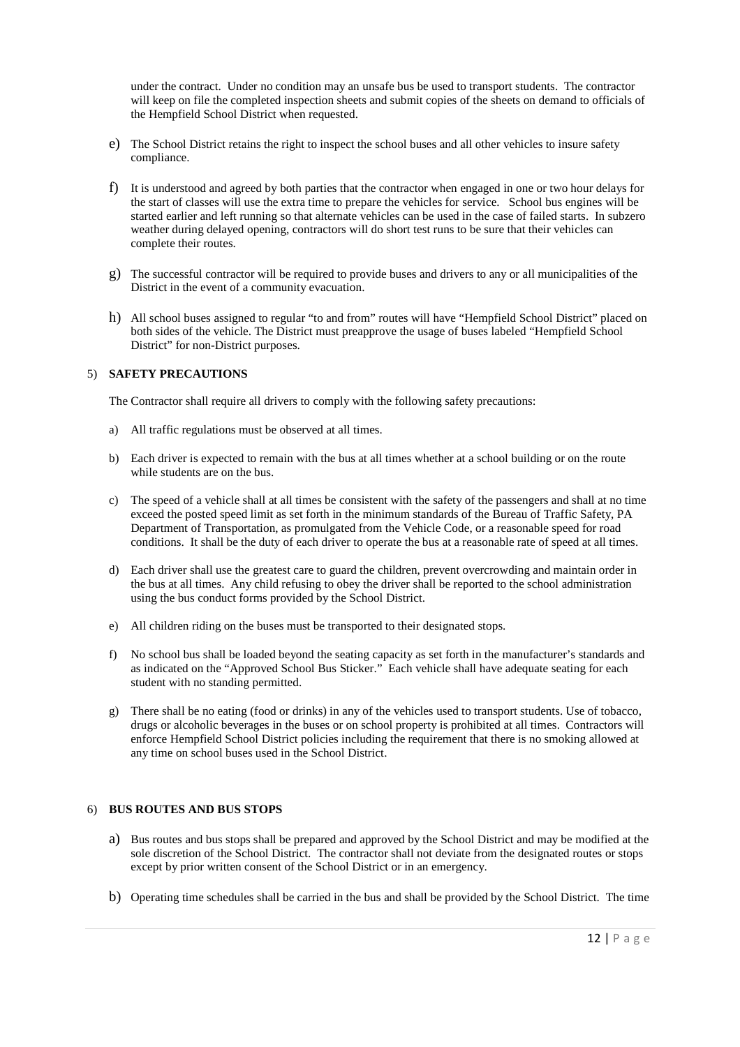under the contract. Under no condition may an unsafe bus be used to transport students. The contractor will keep on file the completed inspection sheets and submit copies of the sheets on demand to officials of the Hempfield School District when requested.

e) The School District retains the right to inspect the school buses and all other vehicles to insure safety compliance.

f) It is understood and agreed by both parties that the contractor when engaged in one or two hour delays for the start of classes will use the extra time to prepare the vehicles for service. School bus engines will be started earlier and left running so that alternate vehicles can be used in the case of failed starts. In subzero weather during delayed opening, contractors will do short test runs to be sure that their vehicles can complete their routes.

g) The successful contractor will be required to provide buses and drivers to any or all municipalities of the District in the event of a community evacuation.

h) All school buses assigned to regular "to and from" routes will have "Hempfield School District" placed on both sides of the vehicle. The District must preapprove the usage of buses labeled "Hempfield School District" for non-District purposes.

5) **SAFETY PRECAUTIONS**

The Contractor shall require all drivers to comply with the following safety precautions:

a) All traffic regulations must be observed at all times.

b) Each driver is expected to remain with the bus at all times whether at a school building or on the route while students are on the bus.

c) The speed of a vehicle shall at all times be consistent with the safety of the passengers and shall at no time exceed the posted speed limit as set forth in the minimum standards of the Bureau of Traffic Safety, PA Department of Transportation, as promulgated from the Vehicle Code, or a reasonable speed for road conditions. It shall be the duty of each driver to operate the bus at a reasonable rate of speed at all times.

d) Each driver shall use the greatest care to guard the children, prevent overcrowding and maintain order in the bus at all times. Any child refusing to obey the driver shall be reported to the school administration using the bus conduct forms provided by the School District.

e) All children riding on the buses must be transported to their designated stops.

f) No school bus shall be loaded beyond the seating capacity as set forth in the manufacturer's standards and as indicated on the "Approved School Bus Sticker." Each vehicle shall have adequate seating for each student with no standing permitted.

g) There shall be no eating (food or drinks) in any of the vehicles used to transport students. Use of tobacco, drugs or alcoholic beverages in the buses or on school property is prohibited at all times. Contractors will enforce Hempfield School District policies including the requirement that there is no smoking allowed at any time on school buses used in the School District.

6) **BUS ROUTES AND BUS STOPS**

a) Bus routes and bus stops shall be prepared and approved by the School District and may be modified at the sole discretion of the School District. The contractor shall not deviate from the designated routes or stops except by prior written consent of the School District or in an emergency.

b) Operating time schedules shall be carried in the bus and shall be provided by the School District. The time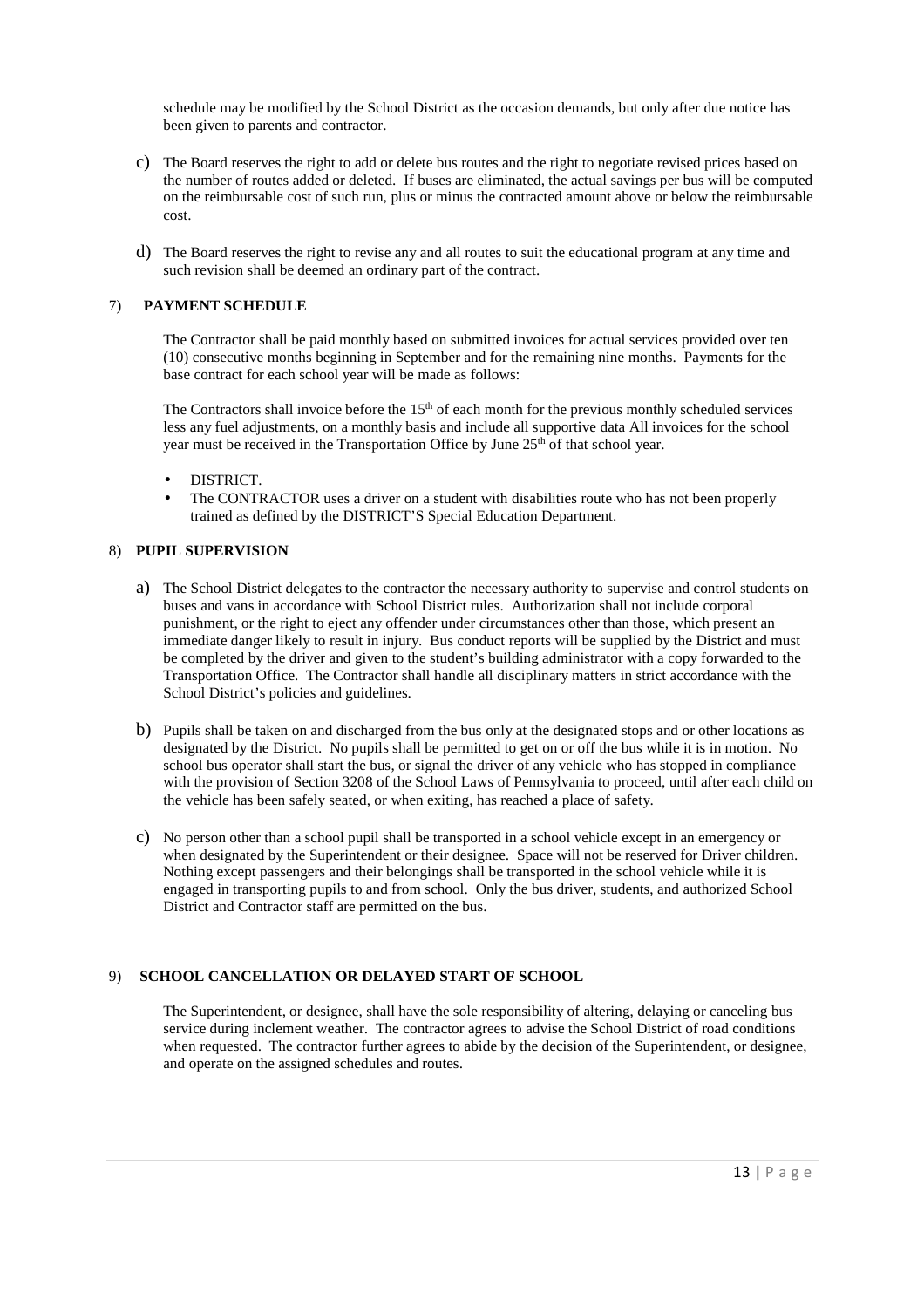schedule may be modified by the School District as the occasion demands, but only after due notice has been given to parents and contractor.

c) The Board reserves the right to add or delete bus routes and the right to negotiate revised prices based on the number of routes added or deleted. If buses are eliminated, the actual savings per bus will be computed on the reimbursable cost of such run, plus or minus the contracted amount above or below the reimbursable cost.

d) The Board reserves the right to revise any and all routes to suit the educational program at any time and such revision shall be deemed an ordinary part of the contract.

7) **PAYMENT SCHEDULE**

The Contractor shall be paid monthly based on submitted invoices for actual services provided over ten (10) consecutive months beginning in September and for the remaining nine months. Payments for the base contract for each school year will be made as follows:

The Contractors shall invoice before the 15th of each month for the previous monthly scheduled services less any fuel adjustments, on a monthly basis and include all supportive data All invoices for the school year must be received in the Transportation Office by June 25th of that school year.

- DISTRICT.
- The CONTRACTOR uses a driver on a student with disabilities route who has not been properly trained as defined by the DISTRICT'S Special Education Department.

8) **PUPIL SUPERVISION**

a) The School District delegates to the contractor the necessary authority to supervise and control students on buses and vans in accordance with School District rules. Authorization shall not include corporal punishment, or the right to eject any offender under circumstances other than those, which present an immediate danger likely to result in injury. Bus conduct reports will be supplied by the District and must be completed by the driver and given to the student's building administrator with a copy forwarded to the Transportation Office. The Contractor shall handle all disciplinary matters in strict accordance with the School District's policies and guidelines.

b) Pupils shall be taken on and discharged from the bus only at the designated stops and or other locations as designated by the District. No pupils shall be permitted to get on or off the bus while it is in motion. No school bus operator shall start the bus, or signal the driver of any vehicle who has stopped in compliance with the provision of Section 3208 of the School Laws of Pennsylvania to proceed, until after each child on the vehicle has been safely seated, or when exiting, has reached a place of safety.

c) No person other than a school pupil shall be transported in a school vehicle except in an emergency or when designated by the Superintendent or their designee. Space will not be reserved for Driver children. Nothing except passengers and their belongings shall be transported in the school vehicle while it is engaged in transporting pupils to and from school. Only the bus driver, students, and authorized School District and Contractor staff are permitted on the bus.

9) **SCHOOL CANCELLATION OR DELAYED START OF SCHOOL**

The Superintendent, or designee, shall have the sole responsibility of altering, delaying or canceling bus service during inclement weather. The contractor agrees to advise the School District of road conditions when requested. The contractor further agrees to abide by the decision of the Superintendent, or designee, and operate on the assigned schedules and routes.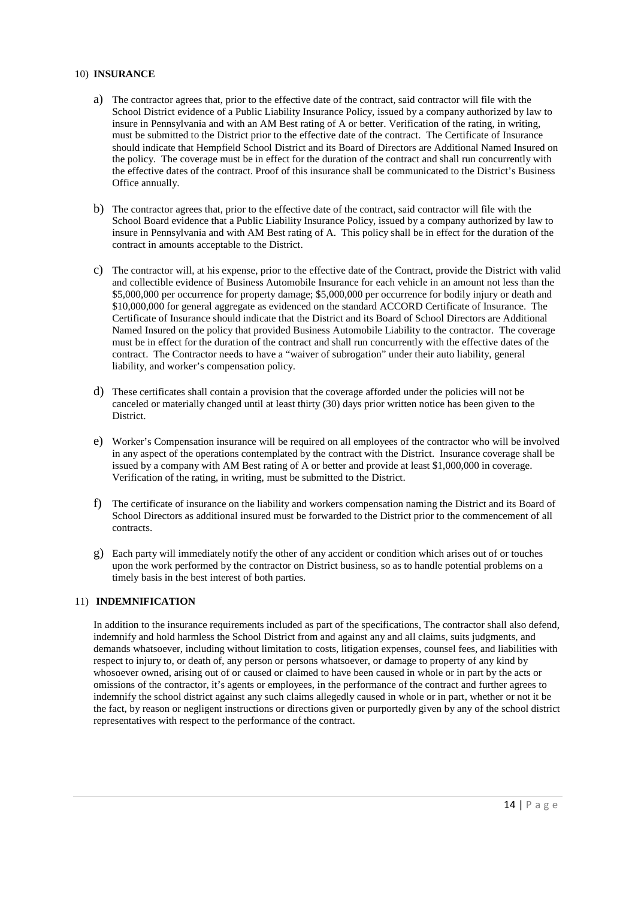10) **INSURANCE**

a) The contractor agrees that, prior to the effective date of the contract, said contractor will file with the School District evidence of a Public Liability Insurance Policy, issued by a company authorized by law to insure in Pennsylvania and with an AM Best rating of A or better. Verification of the rating, in writing, must be submitted to the District prior to the effective date of the contract. The Certificate of Insurance should indicate that Hempfield School District and its Board of Directors are Additional Named Insured on the policy. The coverage must be in effect for the duration of the contract and shall run concurrently with the effective dates of the contract. Proof of this insurance shall be communicated to the District's Business Office annually.

b) The contractor agrees that, prior to the effective date of the contract, said contractor will file with the School Board evidence that a Public Liability Insurance Policy, issued by a company authorized by law to insure in Pennsylvania and with AM Best rating of A. This policy shall be in effect for the duration of the contract in amounts acceptable to the District.

c) The contractor will, at his expense, prior to the effective date of the Contract, provide the District with valid and collectible evidence of Business Automobile Insurance for each vehicle in an amount not less than the $5,000,000 per occurrence for property damage; $5,000,000 per occurrence for bodily injury or death and $10,000,000 for general aggregate as evidenced on the standard ACCORD Certificate of Insurance. The Certificate of Insurance should indicate that the District and its Board of School Directors are Additional Named Insured on the policy that provided Business Automobile Liability to the contractor. The coverage must be in effect for the duration of the contract and shall run concurrently with the effective dates of the contract. The Contractor needs to have a "waiver of subrogation" under their auto liability, general liability, and worker's compensation policy.

d) These certificates shall contain a provision that the coverage afforded under the policies will not be canceled or materially changed until at least thirty (30) days prior written notice has been given to the District.

e) Worker's Compensation insurance will be required on all employees of the contractor who will be involved in any aspect of the operations contemplated by the contract with the District. Insurance coverage shall be issued by a company with AM Best rating of A or better and provide at least $1,000,000 in coverage. Verification of the rating, in writing, must be submitted to the District.

f) The certificate of insurance on the liability and workers compensation naming the District and its Board of School Directors as additional insured must be forwarded to the District prior to the commencement of all contracts.

g) Each party will immediately notify the other of any accident or condition which arises out of or touches upon the work performed by the contractor on District business, so as to handle potential problems on a timely basis in the best interest of both parties.

11) **INDEMNIFICATION**

In addition to the insurance requirements included as part of the specifications, The contractor shall also defend, indemnify and hold harmless the School District from and against any and all claims, suits judgments, and demands whatsoever, including without limitation to costs, litigation expenses, counsel fees, and liabilities with respect to injury to, or death of, any person or persons whatsoever, or damage to property of any kind by whosoever owned, arising out of or caused or claimed to have been caused in whole or in part by the acts or omissions of the contractor, it's agents or employees, in the performance of the contract and further agrees to indemnify the school district against any such claims allegedly caused in whole or in part, whether or not it be the fact, by reason or negligent instructions or directions given or purportedly given by any of the school district representatives with respect to the performance of the contract.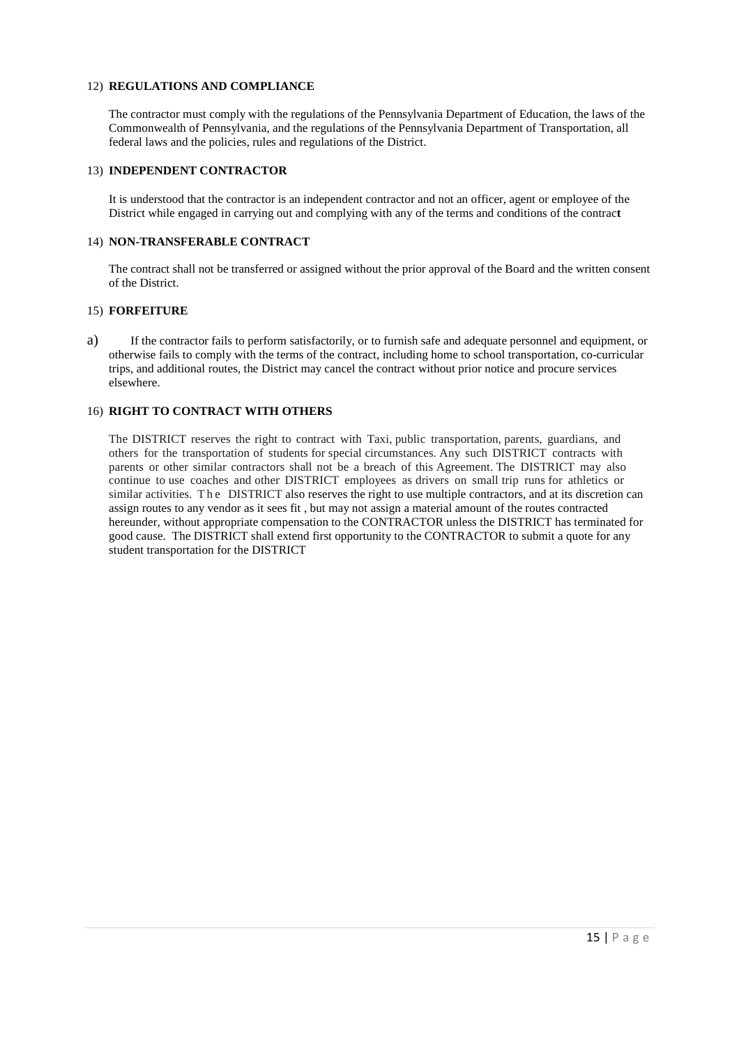12) **REGULATIONS AND COMPLIANCE**

The contractor must comply with the regulations of the Pennsylvania Department of Education, the laws of the Commonwealth of Pennsylvania, and the regulations of the Pennsylvania Department of Transportation, all federal laws and the policies, rules and regulations of the District.

13) **INDEPENDENT CONTRACTOR**

It is understood that the contractor is an independent contractor and not an officer, agent or employee of the District while engaged in carrying out and complying with any of the terms and conditions of the contrac**t**

14) **NON-TRANSFERABLE CONTRACT**

The contract shall not be transferred or assigned without the prior approval of the Board and the written consent of the District.

15) **FORFEITURE**

a) If the contractor fails to perform satisfactorily, or to furnish safe and adequate personnel and equipment, or otherwise fails to comply with the terms of the contract, including home to school transportation, co-curricular trips, and additional routes, the District may cancel the contract without prior notice and procure services elsewhere.

16) **RIGHT TO CONTRACT WITH OTHERS**

The DISTRICT reserves the right to contract with Taxi, public transportation, parents, guardians, and others for the transportation of students for special circumstances. Any such DISTRICT contracts with parents or other similar contractors shall not be a breach of this Agreement. The DISTRICT may also continue to use coaches and other DISTRICT employees as drivers on small trip runs for athletics or similar activities. The DISTRICT also reserves the right to use multiple contractors, and at its discretion can assign routes to any vendor as it sees fit , but may not assign a material amount of the routes contracted hereunder, without appropriate compensation to the CONTRACTOR unless the DISTRICT has terminated for good cause. The DISTRICT shall extend first opportunity to the CONTRACTOR to submit a quote for any student transportation for the DISTRICT